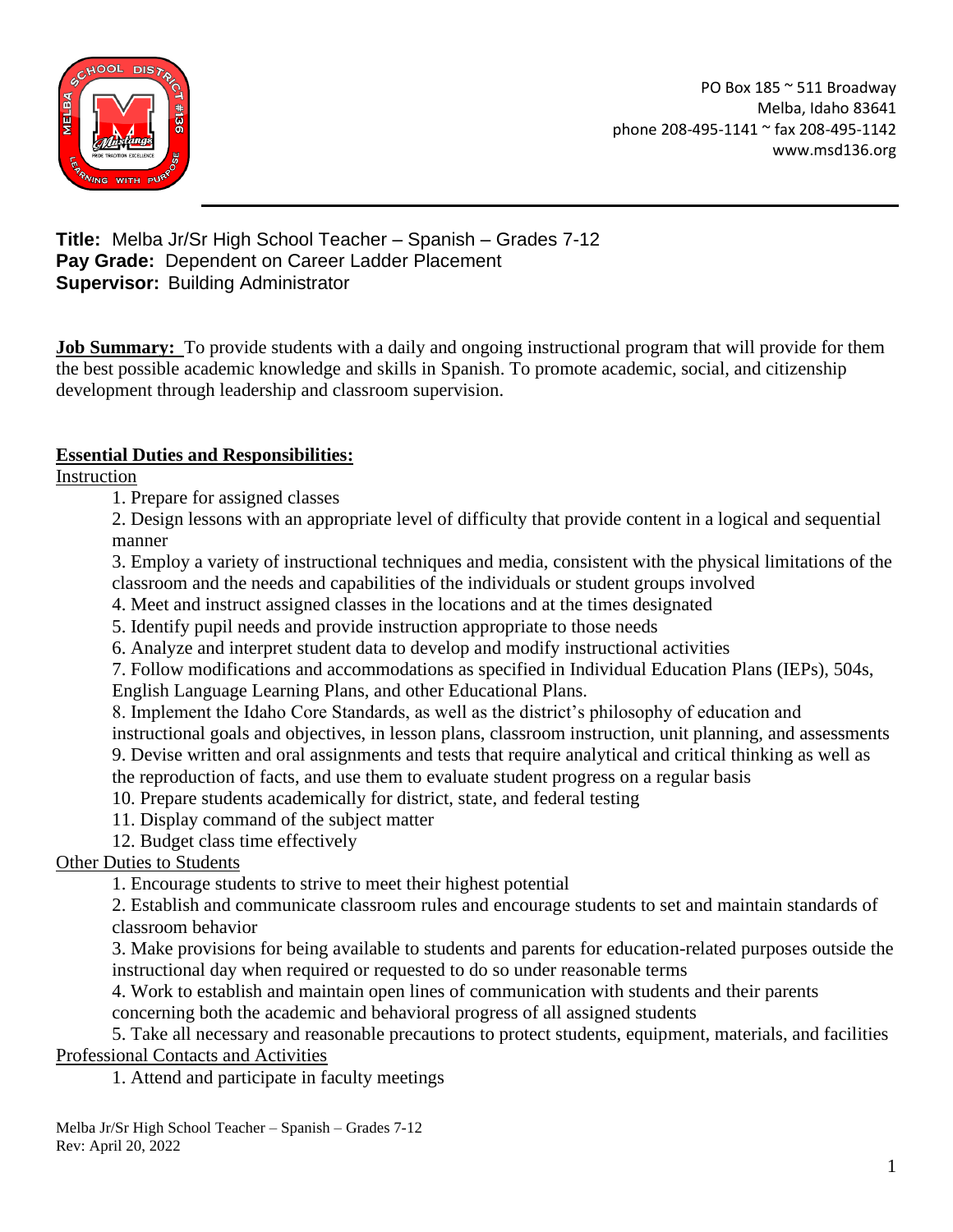PO Box 185 ~ 511 Broadway
Melba, Idaho 83641
phone 208-495-1141 ~ fax 208-495-1142
www.msd136.org

**Title:** Melba Jr/Sr High School Teacher – Spanish – Grades 7-12
**Pay Grade:** Dependent on Career Ladder Placement
**Supervisor:** Building Administrator

**Job Summary:** To provide students with a daily and ongoing instructional program that will provide for them the best possible academic knowledge and skills in Spanish. To promote academic, social, and citizenship development through leadership and classroom supervision.

## Essential Duties and Responsibilities:

### Instruction

1. Prepare for assigned classes
2. Design lessons with an appropriate level of difficulty that provide content in a logical and sequential manner
3. Employ a variety of instructional techniques and media, consistent with the physical limitations of the classroom and the needs and capabilities of the individuals or student groups involved
4. Meet and instruct assigned classes in the locations and at the times designated
5. Identify pupil needs and provide instruction appropriate to those needs
6. Analyze and interpret student data to develop and modify instructional activities
7. Follow modifications and accommodations as specified in Individual Education Plans (IEPs), 504s, English Language Learning Plans, and other Educational Plans.
8. Implement the Idaho Core Standards, as well as the district's philosophy of education and instructional goals and objectives, in lesson plans, classroom instruction, unit planning, and assessments
9. Devise written and oral assignments and tests that require analytical and critical thinking as well as the reproduction of facts, and use them to evaluate student progress on a regular basis
10. Prepare students academically for district, state, and federal testing
11. Display command of the subject matter
12. Budget class time effectively

### Other Duties to Students

1. Encourage students to strive to meet their highest potential
2. Establish and communicate classroom rules and encourage students to set and maintain standards of classroom behavior
3. Make provisions for being available to students and parents for education-related purposes outside the instructional day when required or requested to do so under reasonable terms
4. Work to establish and maintain open lines of communication with students and their parents concerning both the academic and behavioral progress of all assigned students
5. Take all necessary and reasonable precautions to protect students, equipment, materials, and facilities

### Professional Contacts and Activities

1. Attend and participate in faculty meetings

Melba Jr/Sr High School Teacher – Spanish – Grades 7-12
Rev: April 20, 2022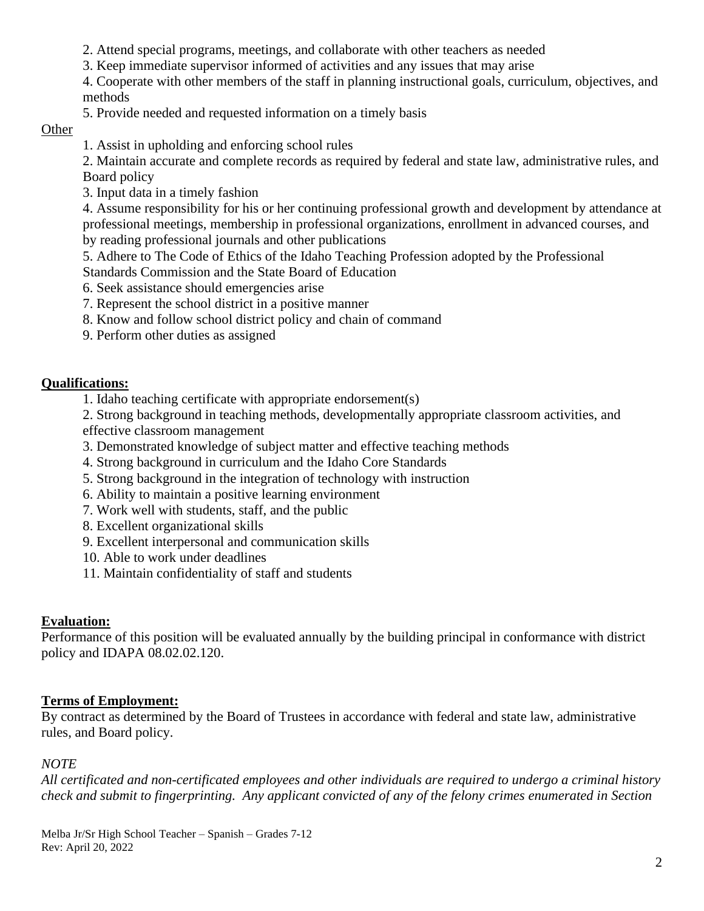2. Attend special programs, meetings, and collaborate with other teachers as needed
3. Keep immediate supervisor informed of activities and any issues that may arise
4. Cooperate with other members of the staff in planning instructional goals, curriculum, objectives, and methods
5. Provide needed and requested information on a timely basis

Other

1. Assist in upholding and enforcing school rules
2. Maintain accurate and complete records as required by federal and state law, administrative rules, and Board policy
3. Input data in a timely fashion
4. Assume responsibility for his or her continuing professional growth and development by attendance at professional meetings, membership in professional organizations, enrollment in advanced courses, and by reading professional journals and other publications
5. Adhere to The Code of Ethics of the Idaho Teaching Profession adopted by the Professional Standards Commission and the State Board of Education
6. Seek assistance should emergencies arise
7. Represent the school district in a positive manner
8. Know and follow school district policy and chain of command
9. Perform other duties as assigned

**Qualifications:**

1. Idaho teaching certificate with appropriate endorsement(s)
2. Strong background in teaching methods, developmentally appropriate classroom activities, and effective classroom management
3. Demonstrated knowledge of subject matter and effective teaching methods
4. Strong background in curriculum and the Idaho Core Standards
5. Strong background in the integration of technology with instruction
6. Ability to maintain a positive learning environment
7. Work well with students, staff, and the public
8. Excellent organizational skills
9. Excellent interpersonal and communication skills
10. Able to work under deadlines
11. Maintain confidentiality of staff and students

**Evaluation:**

Performance of this position will be evaluated annually by the building principal in conformance with district policy and IDAPA 08.02.02.120.

**Terms of Employment:**

By contract as determined by the Board of Trustees in accordance with federal and state law, administrative rules, and Board policy.

*NOTE*

*All certificated and non-certificated employees and other individuals are required to undergo a criminal history check and submit to fingerprinting. Any applicant convicted of any of the felony crimes enumerated in Section*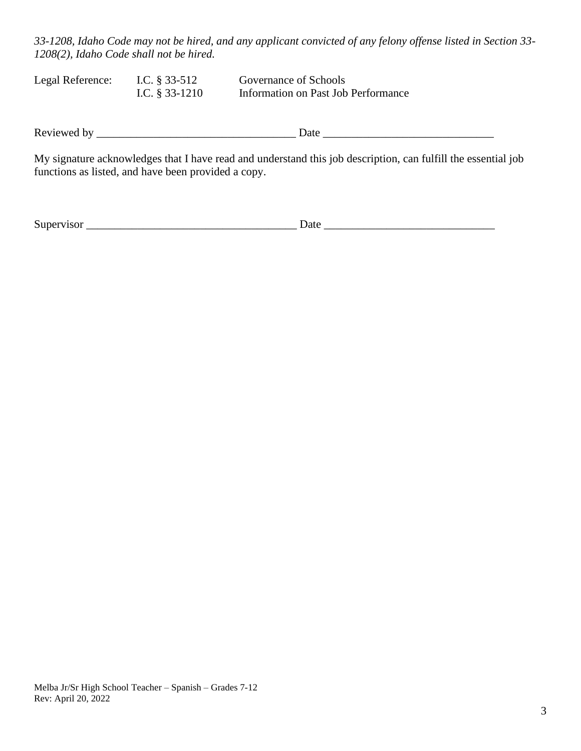*33-1208, Idaho Code may not be hired, and any applicant convicted of any felony offense listed in Section 33-1208(2), Idaho Code shall not be hired.*

| | | |
|---|---|---|
| Legal Reference: | I.C. § 33-512 | Governance of Schools |
| | I.C. § 33-1210 | Information on Past Job Performance |

Reviewed by ___________________________________ Date ______________________________

My signature acknowledges that I have read and understand this job description, can fulfill the essential job functions as listed, and have been provided a copy.

Supervisor _____________________________________ Date ______________________________

Melba Jr/Sr High School Teacher – Spanish – Grades 7-12
Rev: April 20, 2022